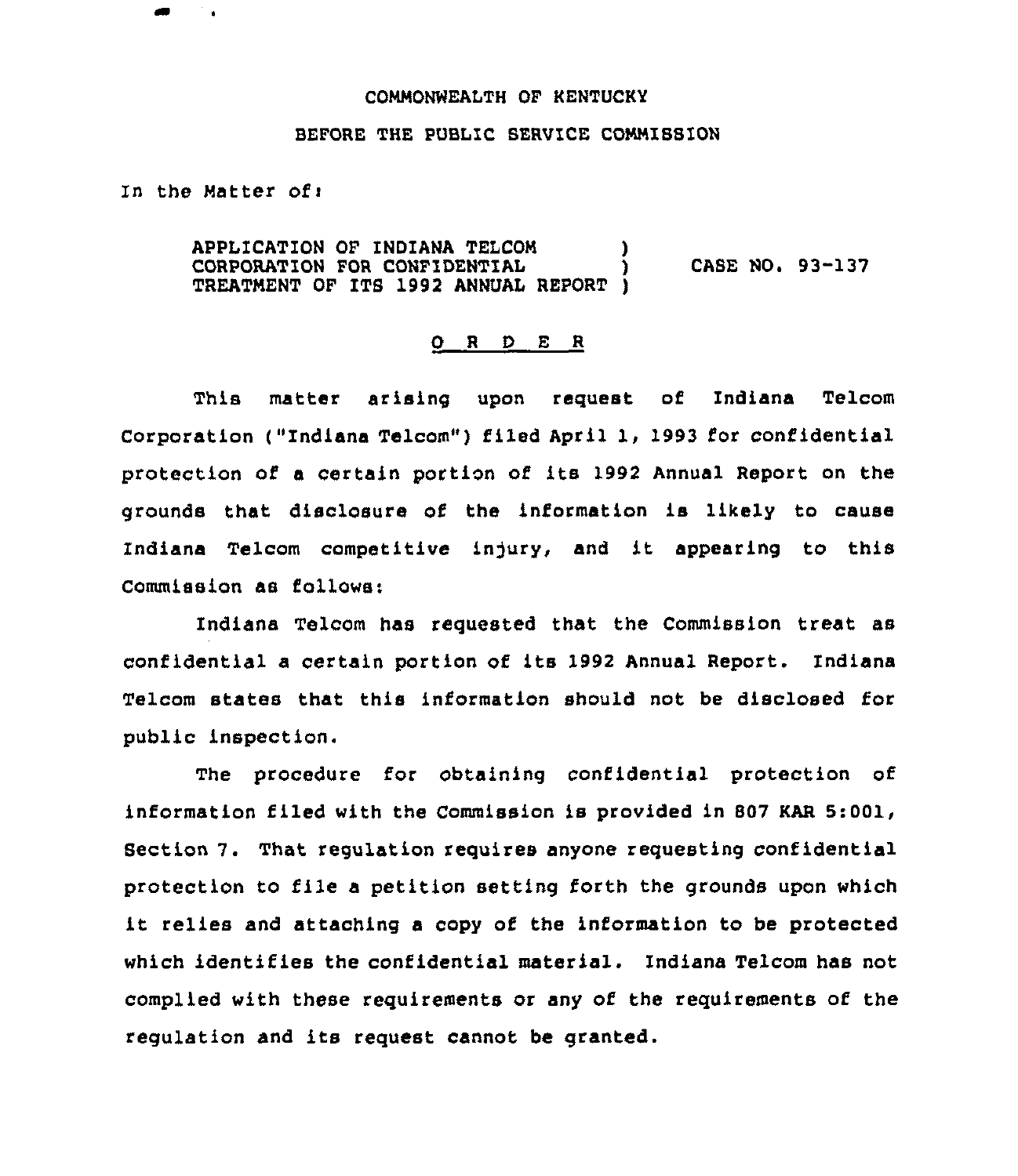COMMONWEALTH OF KENTUCKY

BEFORE THE PUBLIC SERVICE COMMISSION

In the Matter of:

APPLICATION OF INDIANA TELCOM CORPORATION FOR CONFIDENTIAL TREATMENT OF ITS 1992 ANNUAL REPORT ) CASE NO. 93-137

O R D E R

This matter arising upon request of Indiana Telcom Corporation ("Indiana Telcom") filed April 1, 1993 for confidential protection of a certain portion of its 1992 Annual Report on the grounds that disclosure of the information is likely to cause Indiana Telcom competitive injury, and it appearing to this Commission as follows:

Indiana Telcom has requested that the Commission treat as confidential a certain portion of its 1992 Annual Report. Indiana Telcom states that this information should not be disclosed for public inspection.

The procedure for obtaining confidential protection of information filed with the Commission is provided in 807 KAR 5:001, Section 7. That regulation requires anyone requesting confidential protection to file a petition setting forth the grounds upon which it relies and attaching a copy of the information to be protected which identifies the confidential material. Indiana Telcom has not complied with these requirements or any of the requirements of the regulation and its request cannot be granted.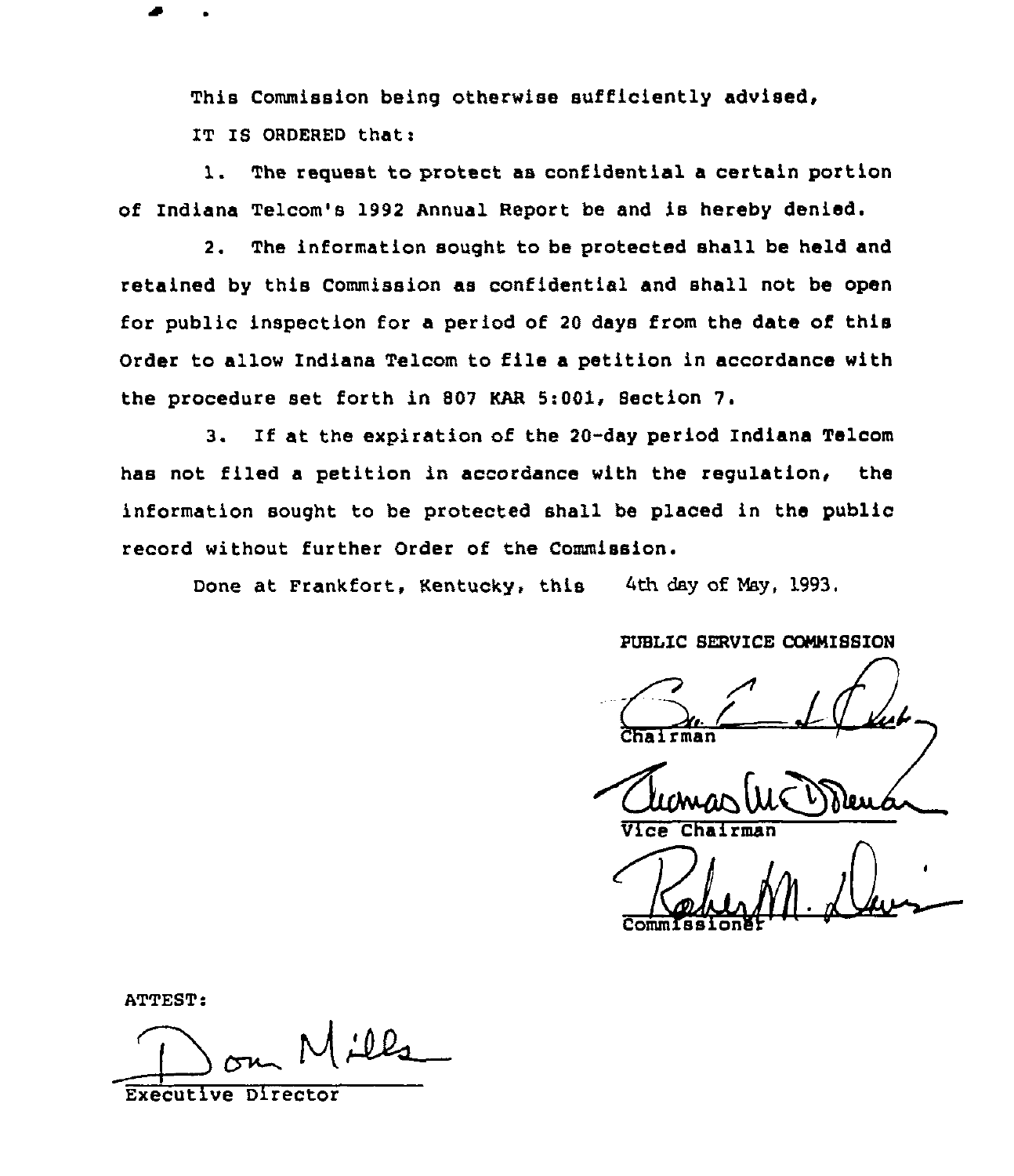This Commission being otherwise sufficiently advised,

IT IS ORDERED that:

1. The request to protect as confidential a certain portion of Indiana Telcom's 1992 Annual Report be and is hereby denied.

2. The information sought to be protected shall be held and retained by this Commission as confidential and shall not be open for public inspection for a period of 20 days from the date of this Order to allow Indiana Telcom to file a petition in accordance with the procedure set forth in 807 KAR 5:001, Section 7.

3. If at the expiration of the 20-day period Indiana Telcom has not filed a petition in accordance with the regulation, the information sought to be protected shall be placed in the public record without further Order of the Commission.

Done at Frankfort, Kentucky, this 4th day of May, 1993.

PUBLIC SERVICE COMMISSION

Chairman

Vice Chairman

Commissioner

ATTEST:

Executive Director